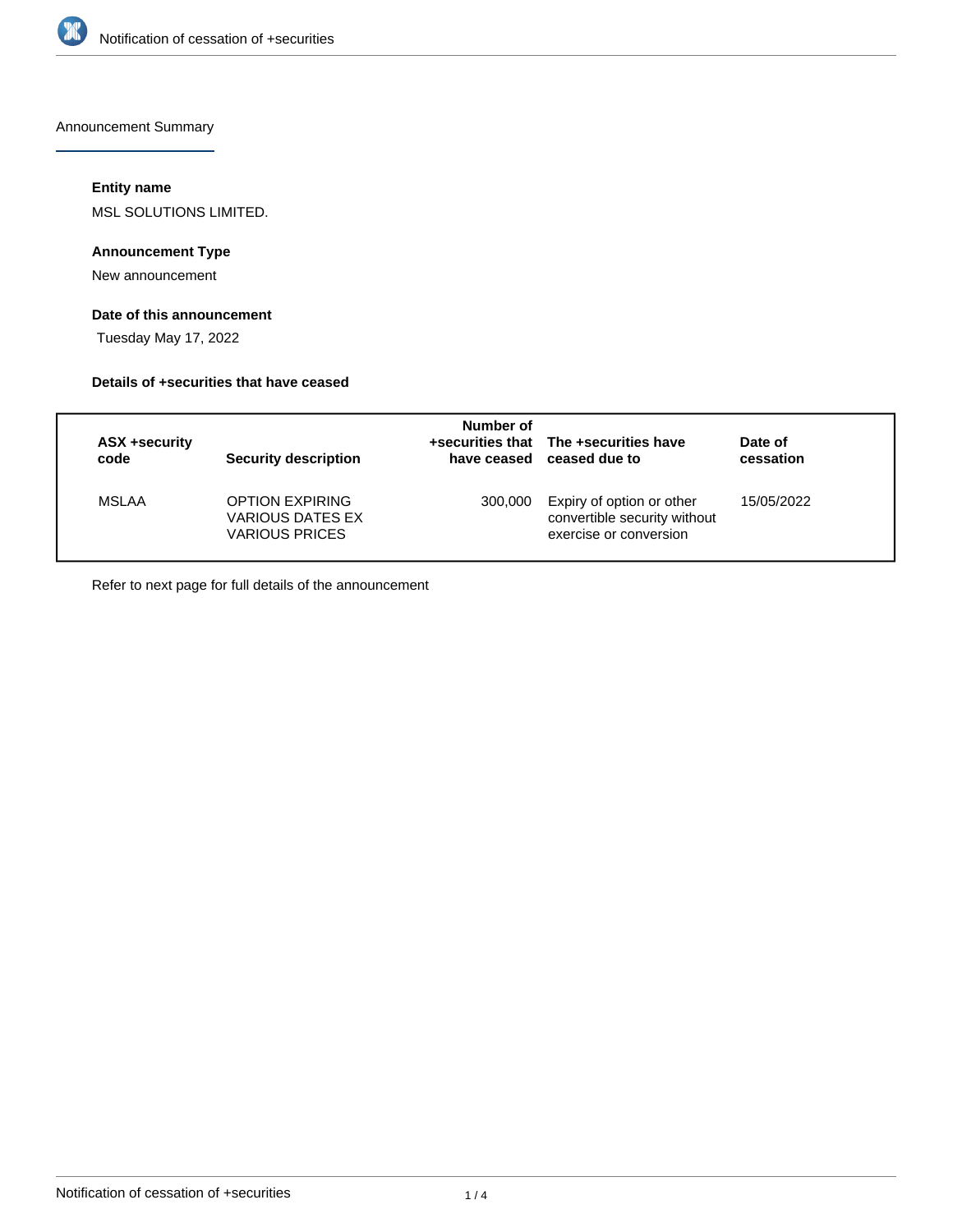Announcement Summary

### Entity name

MSL SOLUTIONS LIMITED.

### Announcement Type

New announcement

### Date of this announcement

Tuesday May 17, 2022

### Details of +securities that have ceased

| ASX +security code | Security description | Number of +securities that have ceased | The +securities have ceased due to | Date of cessation |
|---|---|---|---|---|
| MSLAA | OPTION EXPIRING VARIOUS DATES EX VARIOUS PRICES | 300,000 | Expiry of option or other convertible security without exercise or conversion | 15/05/2022 |

Refer to next page for full details of the announcement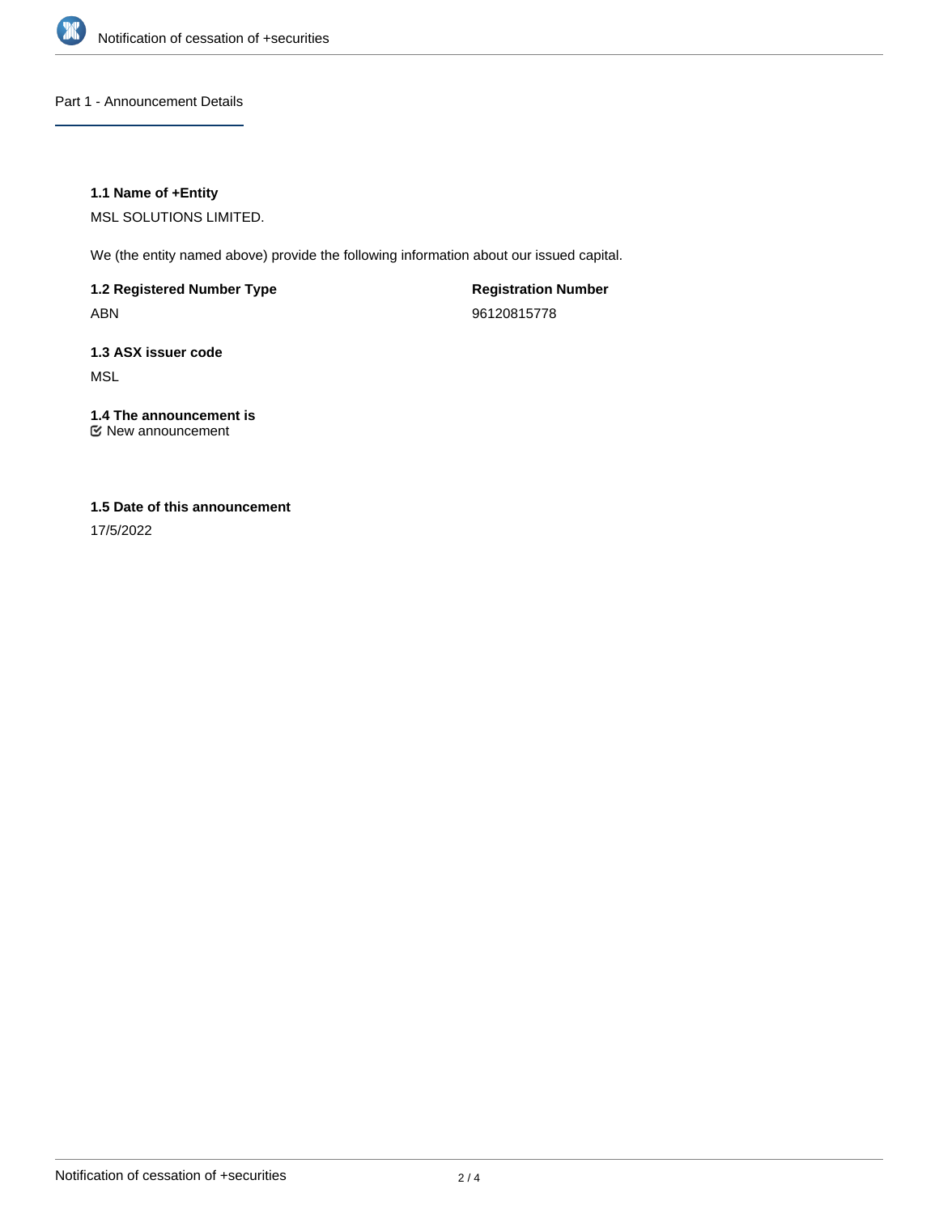## Part 1 - Announcement Details

**1.1 Name of +Entity**

MSL SOLUTIONS LIMITED.

We (the entity named above) provide the following information about our issued capital.

**1.2 Registered Number Type**

ABN

**Registration Number**

96120815778

**1.3 ASX issuer code**

MSL

**1.4 The announcement is**

New announcement

**1.5 Date of this announcement**

17/5/2022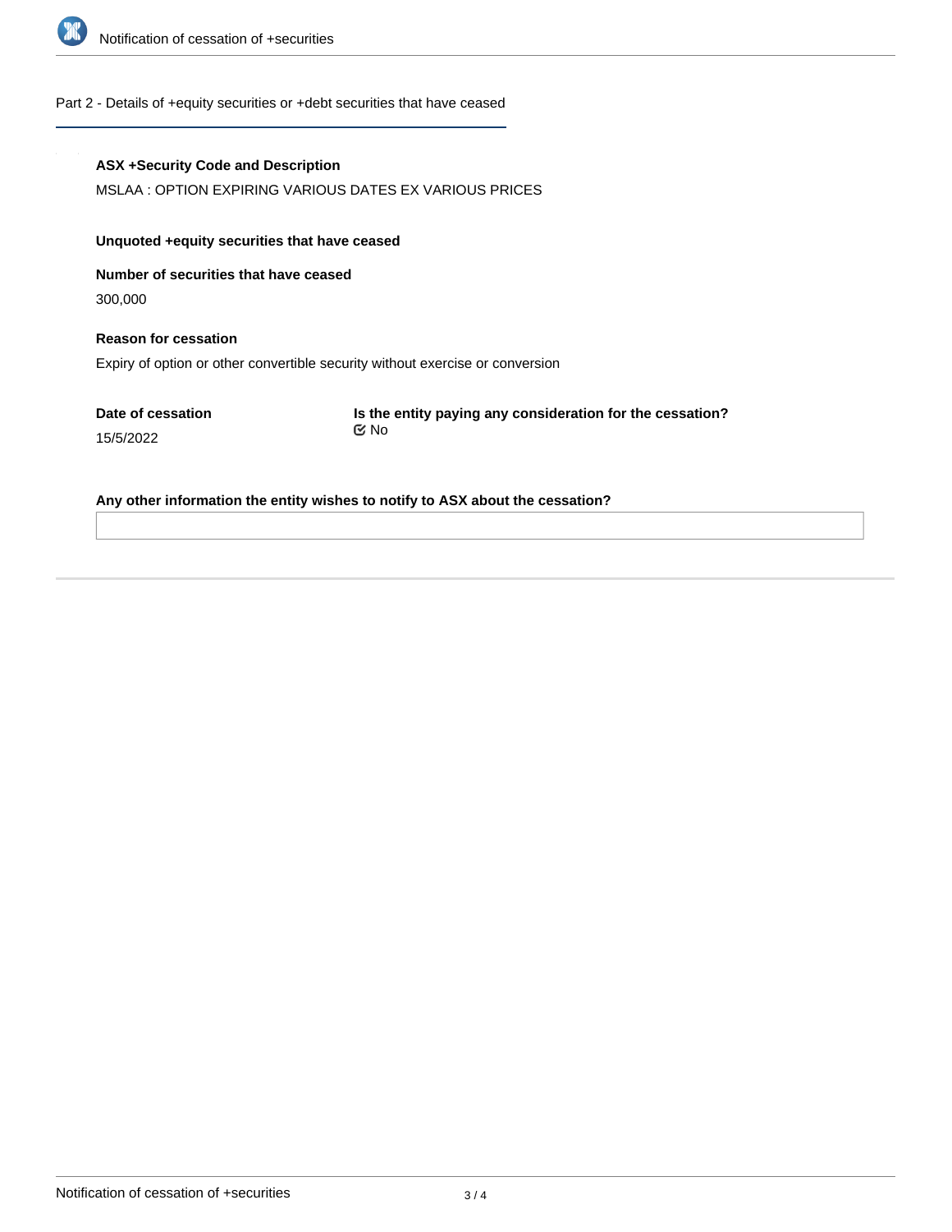## Part 2 - Details of +equity securities or +debt securities that have ceased

**ASX +Security Code and Description**

MSLAA : OPTION EXPIRING VARIOUS DATES EX VARIOUS PRICES

**Unquoted +equity securities that have ceased**

**Number of securities that have ceased**

300,000

**Reason for cessation**

Expiry of option or other convertible security without exercise or conversion

**Date of cessation**

15/5/2022

**Is the entity paying any consideration for the cessation?**

No

**Any other information the entity wishes to notify to ASX about the cessation?**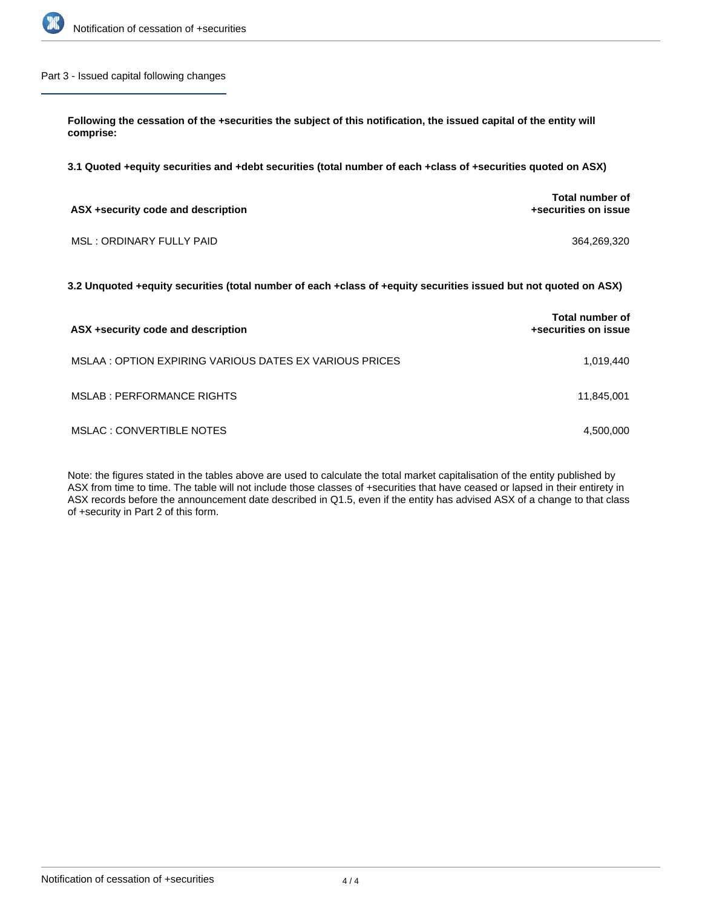## Part 3 - Issued capital following changes

**Following the cessation of the +securities the subject of this notification, the issued capital of the entity will comprise:**

**3.1 Quoted +equity securities and +debt securities (total number of each +class of +securities quoted on ASX)**

| ASX +security code and description | Total number of +securities on issue |
|---|---|
| MSL : ORDINARY FULLY PAID | 364,269,320 |

**3.2 Unquoted +equity securities (total number of each +class of +equity securities issued but not quoted on ASX)**

| ASX +security code and description | Total number of +securities on issue |
|---|---|
| MSLAA : OPTION EXPIRING VARIOUS DATES EX VARIOUS PRICES | 1,019,440 |
| MSLAB : PERFORMANCE RIGHTS | 11,845,001 |
| MSLAC : CONVERTIBLE NOTES | 4,500,000 |

Note: the figures stated in the tables above are used to calculate the total market capitalisation of the entity published by ASX from time to time. The table will not include those classes of +securities that have ceased or lapsed in their entirety in ASX records before the announcement date described in Q1.5, even if the entity has advised ASX of a change to that class of +security in Part 2 of this form.